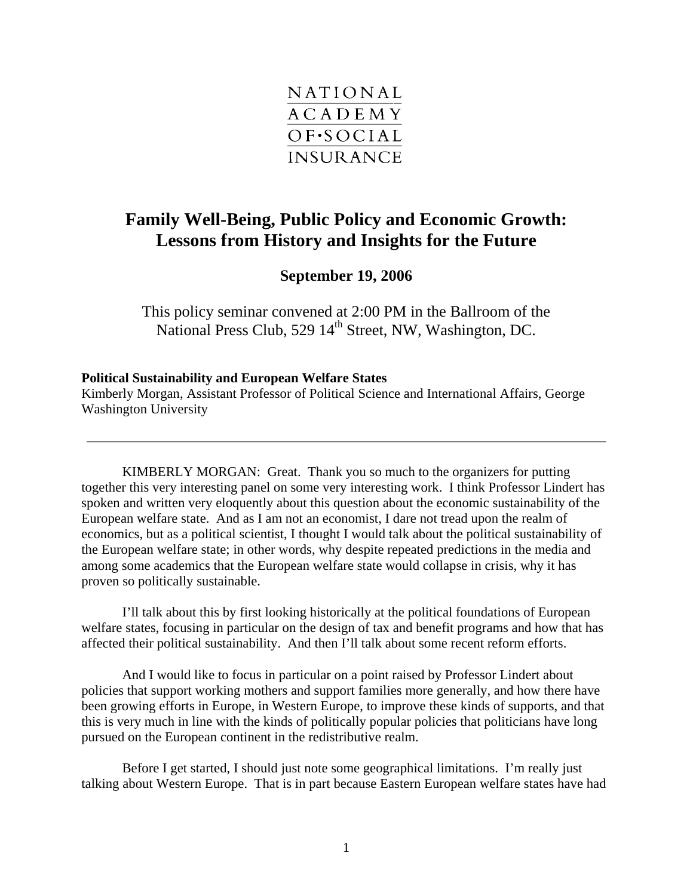NATIONAL ACADEMY OF SOCIAL INSURANCE

# Family Well-Being, Public Policy and Economic Growth: Lessons from History and Insights for the Future

**September 19, 2006**

This policy seminar convened at 2:00 PM in the Ballroom of the National Press Club, 529 14th Street, NW, Washington, DC.

**Political Sustainability and European Welfare States**
Kimberly Morgan, Assistant Professor of Political Science and International Affairs, George Washington University

---

KIMBERLY MORGAN: Great. Thank you so much to the organizers for putting together this very interesting panel on some very interesting work. I think Professor Lindert has spoken and written very eloquently about this question about the economic sustainability of the European welfare state. And as I am not an economist, I dare not tread upon the realm of economics, but as a political scientist, I thought I would talk about the political sustainability of the European welfare state; in other words, why despite repeated predictions in the media and among some academics that the European welfare state would collapse in crisis, why it has proven so politically sustainable.

I'll talk about this by first looking historically at the political foundations of European welfare states, focusing in particular on the design of tax and benefit programs and how that has affected their political sustainability. And then I'll talk about some recent reform efforts.

And I would like to focus in particular on a point raised by Professor Lindert about policies that support working mothers and support families more generally, and how there have been growing efforts in Europe, in Western Europe, to improve these kinds of supports, and that this is very much in line with the kinds of politically popular policies that politicians have long pursued on the European continent in the redistributive realm.

Before I get started, I should just note some geographical limitations. I'm really just talking about Western Europe. That is in part because Eastern European welfare states have had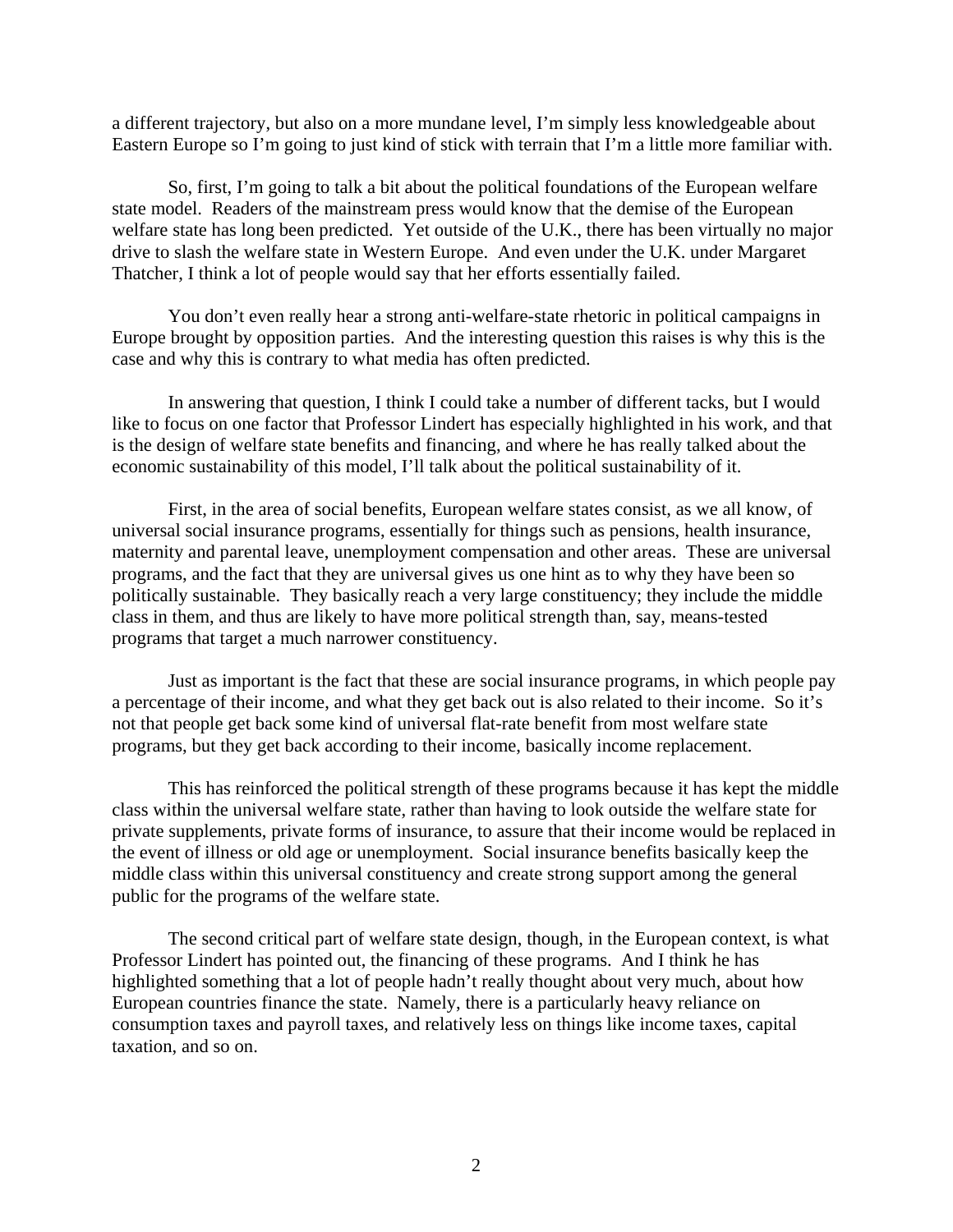a different trajectory, but also on a more mundane level, I'm simply less knowledgeable about Eastern Europe so I'm going to just kind of stick with terrain that I'm a little more familiar with.

So, first, I'm going to talk a bit about the political foundations of the European welfare state model. Readers of the mainstream press would know that the demise of the European welfare state has long been predicted. Yet outside of the U.K., there has been virtually no major drive to slash the welfare state in Western Europe. And even under the U.K. under Margaret Thatcher, I think a lot of people would say that her efforts essentially failed.

You don't even really hear a strong anti-welfare-state rhetoric in political campaigns in Europe brought by opposition parties. And the interesting question this raises is why this is the case and why this is contrary to what media has often predicted.

In answering that question, I think I could take a number of different tacks, but I would like to focus on one factor that Professor Lindert has especially highlighted in his work, and that is the design of welfare state benefits and financing, and where he has really talked about the economic sustainability of this model, I'll talk about the political sustainability of it.

First, in the area of social benefits, European welfare states consist, as we all know, of universal social insurance programs, essentially for things such as pensions, health insurance, maternity and parental leave, unemployment compensation and other areas. These are universal programs, and the fact that they are universal gives us one hint as to why they have been so politically sustainable. They basically reach a very large constituency; they include the middle class in them, and thus are likely to have more political strength than, say, means-tested programs that target a much narrower constituency.

Just as important is the fact that these are social insurance programs, in which people pay a percentage of their income, and what they get back out is also related to their income. So it's not that people get back some kind of universal flat-rate benefit from most welfare state programs, but they get back according to their income, basically income replacement.

This has reinforced the political strength of these programs because it has kept the middle class within the universal welfare state, rather than having to look outside the welfare state for private supplements, private forms of insurance, to assure that their income would be replaced in the event of illness or old age or unemployment. Social insurance benefits basically keep the middle class within this universal constituency and create strong support among the general public for the programs of the welfare state.

The second critical part of welfare state design, though, in the European context, is what Professor Lindert has pointed out, the financing of these programs. And I think he has highlighted something that a lot of people hadn't really thought about very much, about how European countries finance the state. Namely, there is a particularly heavy reliance on consumption taxes and payroll taxes, and relatively less on things like income taxes, capital taxation, and so on.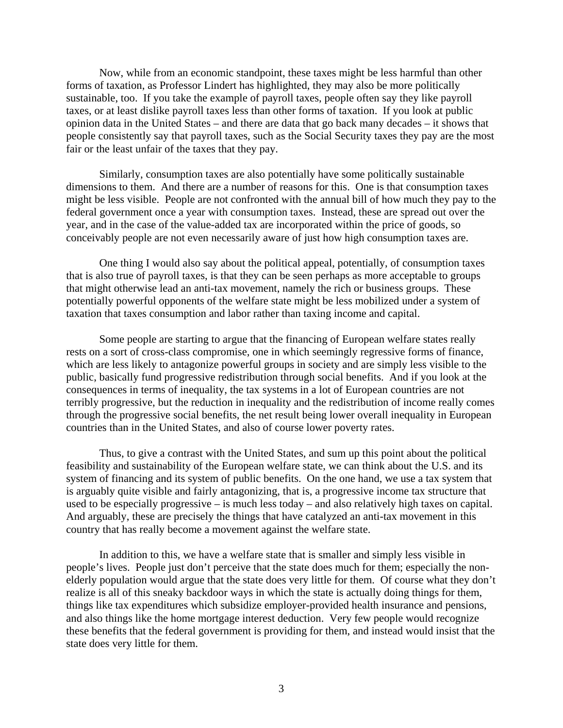Now, while from an economic standpoint, these taxes might be less harmful than other forms of taxation, as Professor Lindert has highlighted, they may also be more politically sustainable, too. If you take the example of payroll taxes, people often say they like payroll taxes, or at least dislike payroll taxes less than other forms of taxation. If you look at public opinion data in the United States – and there are data that go back many decades – it shows that people consistently say that payroll taxes, such as the Social Security taxes they pay are the most fair or the least unfair of the taxes that they pay.

Similarly, consumption taxes are also potentially have some politically sustainable dimensions to them. And there are a number of reasons for this. One is that consumption taxes might be less visible. People are not confronted with the annual bill of how much they pay to the federal government once a year with consumption taxes. Instead, these are spread out over the year, and in the case of the value-added tax are incorporated within the price of goods, so conceivably people are not even necessarily aware of just how high consumption taxes are.

One thing I would also say about the political appeal, potentially, of consumption taxes that is also true of payroll taxes, is that they can be seen perhaps as more acceptable to groups that might otherwise lead an anti-tax movement, namely the rich or business groups. These potentially powerful opponents of the welfare state might be less mobilized under a system of taxation that taxes consumption and labor rather than taxing income and capital.

Some people are starting to argue that the financing of European welfare states really rests on a sort of cross-class compromise, one in which seemingly regressive forms of finance, which are less likely to antagonize powerful groups in society and are simply less visible to the public, basically fund progressive redistribution through social benefits. And if you look at the consequences in terms of inequality, the tax systems in a lot of European countries are not terribly progressive, but the reduction in inequality and the redistribution of income really comes through the progressive social benefits, the net result being lower overall inequality in European countries than in the United States, and also of course lower poverty rates.

Thus, to give a contrast with the United States, and sum up this point about the political feasibility and sustainability of the European welfare state, we can think about the U.S. and its system of financing and its system of public benefits. On the one hand, we use a tax system that is arguably quite visible and fairly antagonizing, that is, a progressive income tax structure that used to be especially progressive – is much less today – and also relatively high taxes on capital. And arguably, these are precisely the things that have catalyzed an anti-tax movement in this country that has really become a movement against the welfare state.

In addition to this, we have a welfare state that is smaller and simply less visible in people's lives. People just don't perceive that the state does much for them; especially the non-elderly population would argue that the state does very little for them. Of course what they don't realize is all of this sneaky backdoor ways in which the state is actually doing things for them, things like tax expenditures which subsidize employer-provided health insurance and pensions, and also things like the home mortgage interest deduction. Very few people would recognize these benefits that the federal government is providing for them, and instead would insist that the state does very little for them.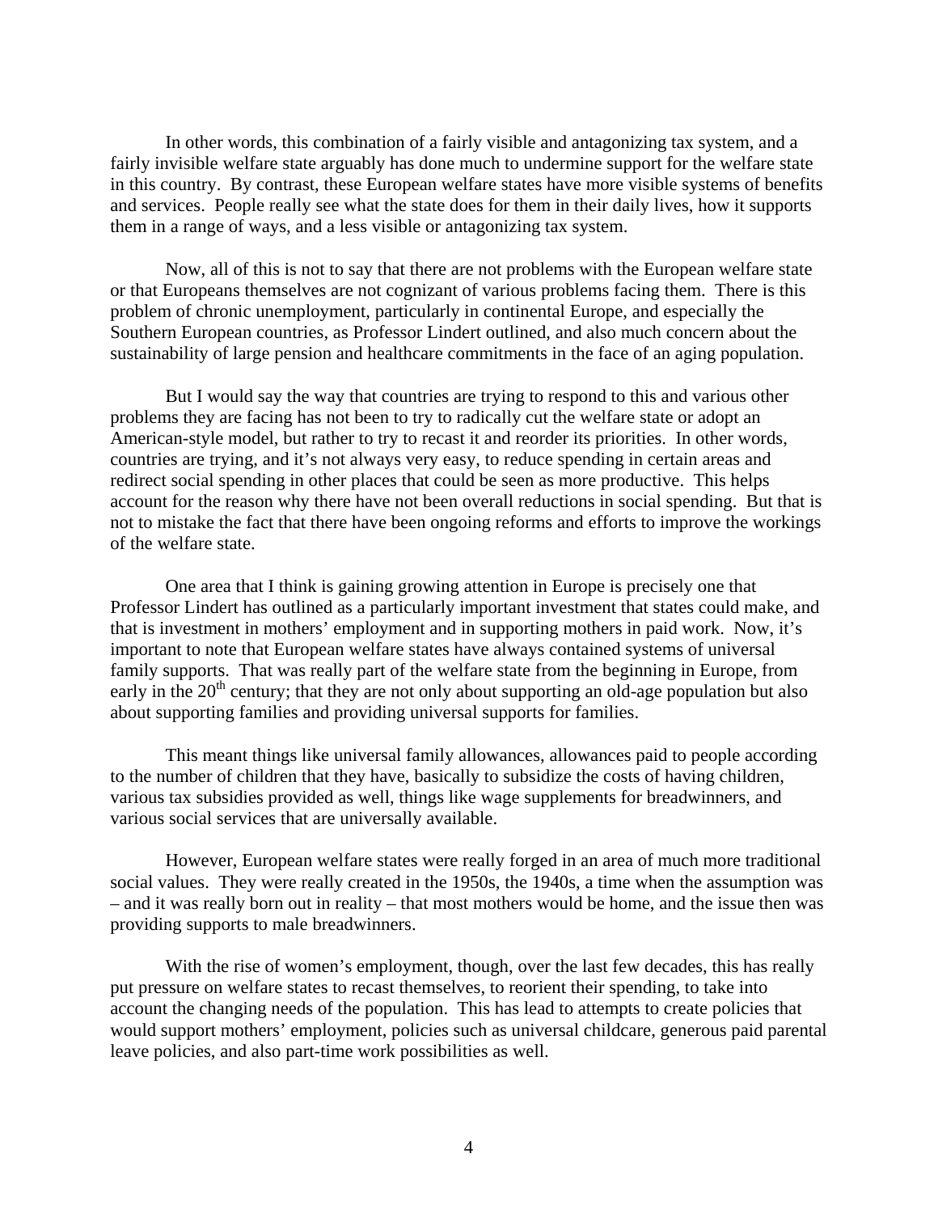In other words, this combination of a fairly visible and antagonizing tax system, and a fairly invisible welfare state arguably has done much to undermine support for the welfare state in this country. By contrast, these European welfare states have more visible systems of benefits and services. People really see what the state does for them in their daily lives, how it supports them in a range of ways, and a less visible or antagonizing tax system.

Now, all of this is not to say that there are not problems with the European welfare state or that Europeans themselves are not cognizant of various problems facing them. There is this problem of chronic unemployment, particularly in continental Europe, and especially the Southern European countries, as Professor Lindert outlined, and also much concern about the sustainability of large pension and healthcare commitments in the face of an aging population.

But I would say the way that countries are trying to respond to this and various other problems they are facing has not been to try to radically cut the welfare state or adopt an American-style model, but rather to try to recast it and reorder its priorities. In other words, countries are trying, and it's not always very easy, to reduce spending in certain areas and redirect social spending in other places that could be seen as more productive. This helps account for the reason why there have not been overall reductions in social spending. But that is not to mistake the fact that there have been ongoing reforms and efforts to improve the workings of the welfare state.

One area that I think is gaining growing attention in Europe is precisely one that Professor Lindert has outlined as a particularly important investment that states could make, and that is investment in mothers' employment and in supporting mothers in paid work. Now, it's important to note that European welfare states have always contained systems of universal family supports. That was really part of the welfare state from the beginning in Europe, from early in the 20th century; that they are not only about supporting an old-age population but also about supporting families and providing universal supports for families.

This meant things like universal family allowances, allowances paid to people according to the number of children that they have, basically to subsidize the costs of having children, various tax subsidies provided as well, things like wage supplements for breadwinners, and various social services that are universally available.

However, European welfare states were really forged in an area of much more traditional social values. They were really created in the 1950s, the 1940s, a time when the assumption was – and it was really born out in reality – that most mothers would be home, and the issue then was providing supports to male breadwinners.

With the rise of women's employment, though, over the last few decades, this has really put pressure on welfare states to recast themselves, to reorient their spending, to take into account the changing needs of the population. This has lead to attempts to create policies that would support mothers' employment, policies such as universal childcare, generous paid parental leave policies, and also part-time work possibilities as well.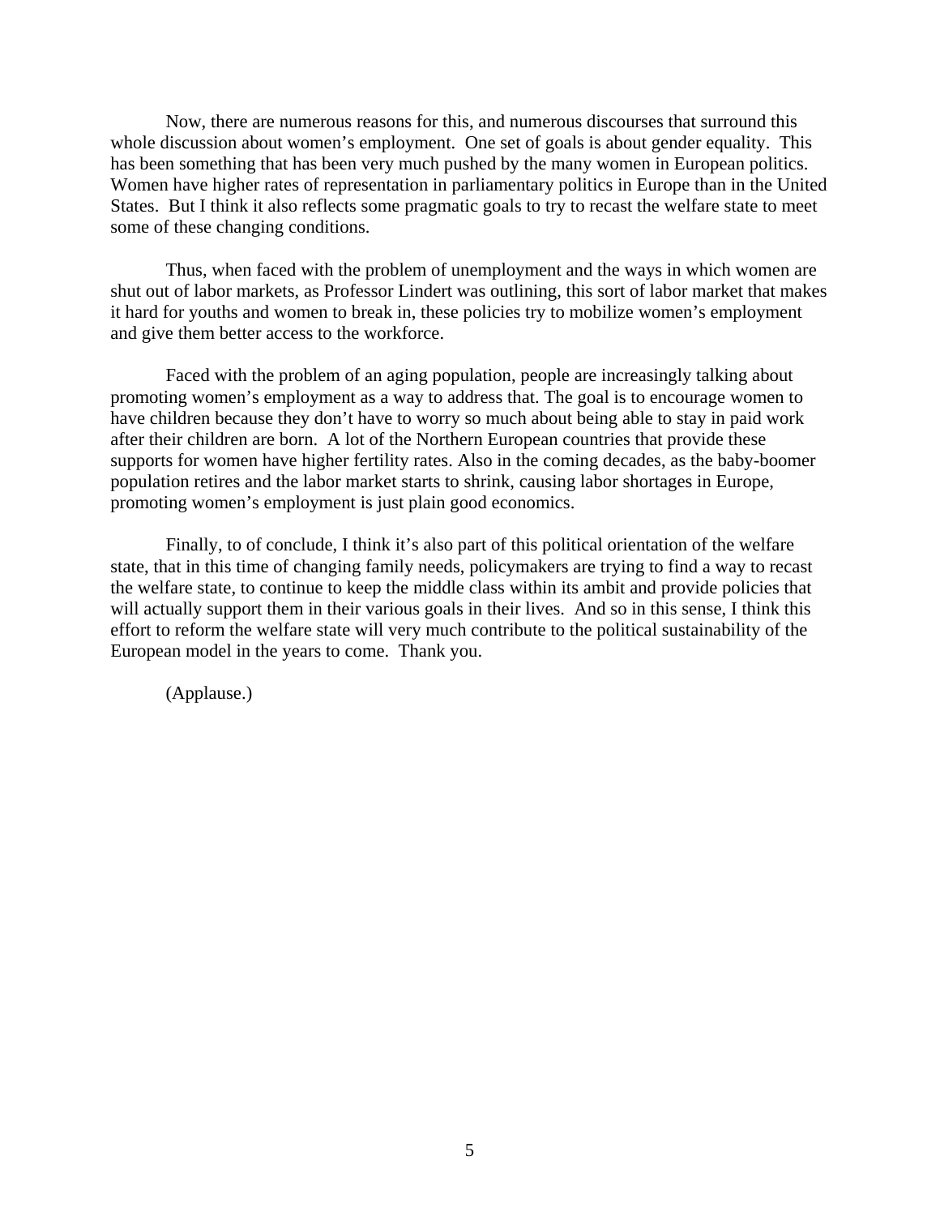Now, there are numerous reasons for this, and numerous discourses that surround this whole discussion about women's employment. One set of goals is about gender equality. This has been something that has been very much pushed by the many women in European politics. Women have higher rates of representation in parliamentary politics in Europe than in the United States. But I think it also reflects some pragmatic goals to try to recast the welfare state to meet some of these changing conditions.

Thus, when faced with the problem of unemployment and the ways in which women are shut out of labor markets, as Professor Lindert was outlining, this sort of labor market that makes it hard for youths and women to break in, these policies try to mobilize women's employment and give them better access to the workforce.

Faced with the problem of an aging population, people are increasingly talking about promoting women's employment as a way to address that. The goal is to encourage women to have children because they don't have to worry so much about being able to stay in paid work after their children are born. A lot of the Northern European countries that provide these supports for women have higher fertility rates. Also in the coming decades, as the baby-boomer population retires and the labor market starts to shrink, causing labor shortages in Europe, promoting women's employment is just plain good economics.

Finally, to of conclude, I think it's also part of this political orientation of the welfare state, that in this time of changing family needs, policymakers are trying to find a way to recast the welfare state, to continue to keep the middle class within its ambit and provide policies that will actually support them in their various goals in their lives. And so in this sense, I think this effort to reform the welfare state will very much contribute to the political sustainability of the European model in the years to come. Thank you.

(Applause.)